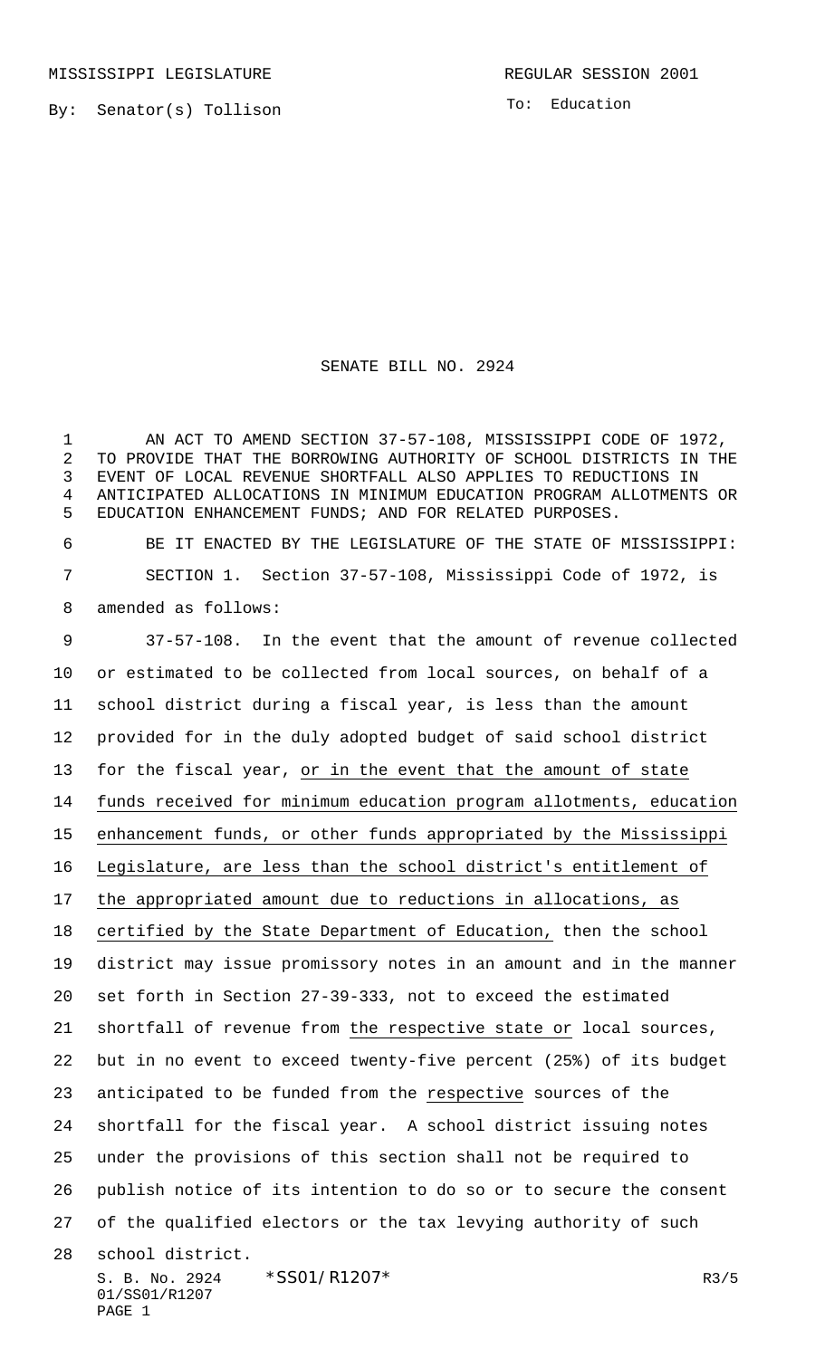MISSISSIPPI LEGISLATURE REGULAR SESSION 2001

By: Senator(s) Tollison

To: Education

# SENATE BILL NO. 2924

AN ACT TO AMEND SECTION 37-57-108, MISSISSIPPI CODE OF 1972, TO PROVIDE THAT THE BORROWING AUTHORITY OF SCHOOL DISTRICTS IN THE EVENT OF LOCAL REVENUE SHORTFALL ALSO APPLIES TO REDUCTIONS IN ANTICIPATED ALLOCATIONS IN MINIMUM EDUCATION PROGRAM ALLOTMENTS OR EDUCATION ENHANCEMENT FUNDS; AND FOR RELATED PURPOSES.

BE IT ENACTED BY THE LEGISLATURE OF THE STATE OF MISSISSIPPI:

SECTION 1. Section 37-57-108, Mississippi Code of 1972, is amended as follows:

37-57-108. In the event that the amount of revenue collected or estimated to be collected from local sources, on behalf of a school district during a fiscal year, is less than the amount provided for in the duly adopted budget of said school district for the fiscal year, or in the event that the amount of state funds received for minimum education program allotments, education enhancement funds, or other funds appropriated by the Mississippi Legislature, are less than the school district's entitlement of the appropriated amount due to reductions in allocations, as certified by the State Department of Education, then the school district may issue promissory notes in an amount and in the manner set forth in Section 27-39-333, not to exceed the estimated shortfall of revenue from the respective state or local sources, but in no event to exceed twenty-five percent (25%) of its budget anticipated to be funded from the respective sources of the shortfall for the fiscal year. A school district issuing notes under the provisions of this section shall not be required to publish notice of its intention to do so or to secure the consent of the qualified electors or the tax levying authority of such school district.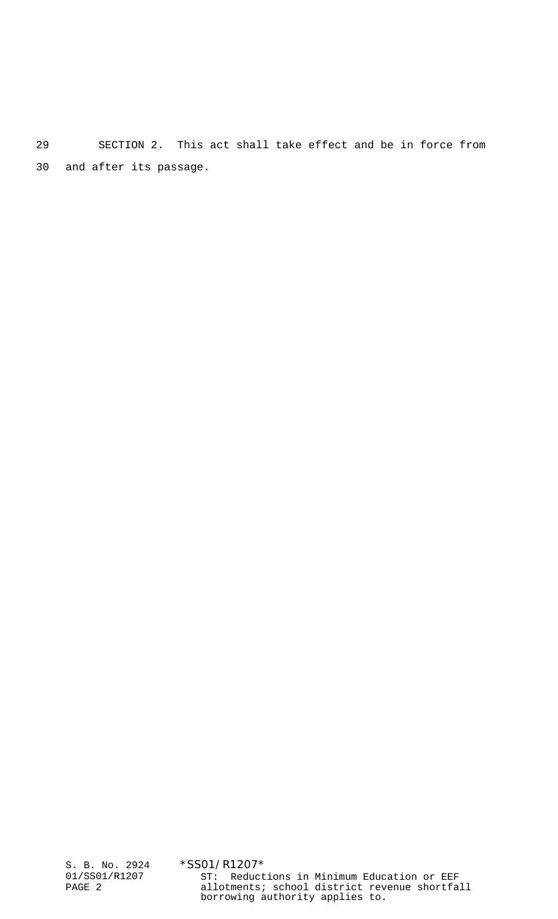29 SECTION 2. This act shall take effect and be in force from

30 and after its passage.

S. B. No. 2924
01/SS01/R1207
*SS01/R1207*

ST: Reductions in Minimum Education or EEF allotments; school district revenue shortfall borrowing authority applies to.